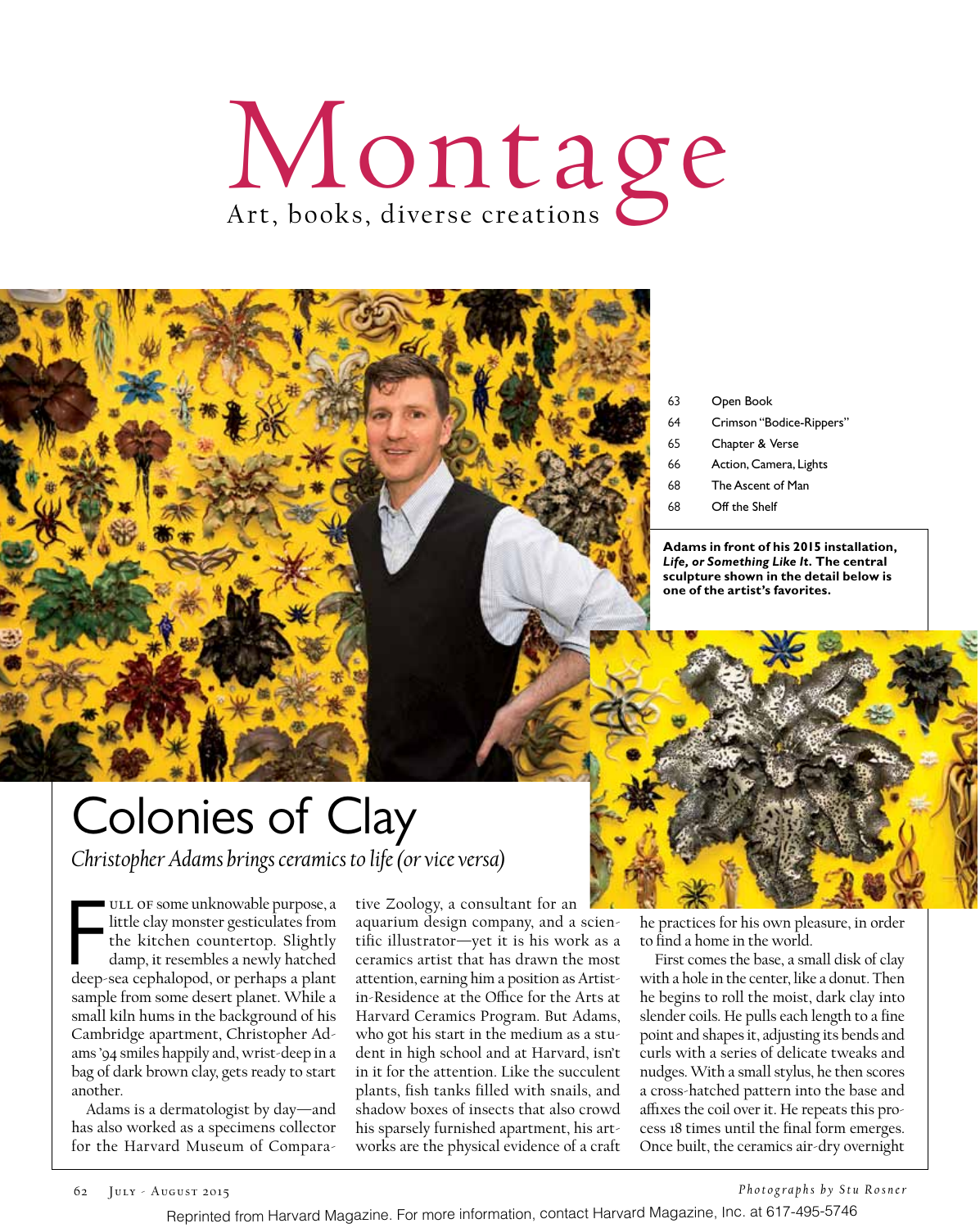# Montage

Art, books, diverse creations

| | |
|---|---|
| 63 | Open Book |
| 64 | Crimson "Bodice-Rippers" |
| 65 | Chapter & Verse |
| 66 | Action, Camera, Lights |
| 68 | The Ascent of Man |
| 68 | Off the Shelf |

**Adams in front of his 2015 installation, *Life, or Something Like It*. The central sculpture shown in the detail below is one of the artist's favorites.**

## Colonies of Clay

*Christopher Adams brings ceramics to life (or vice versa)*

Full of some unknowable purpose, a little clay monster gesticulates from the kitchen countertop. Slightly damp, it resembles a newly hatched deep-sea cephalopod, or perhaps a plant sample from some desert planet. While a small kiln hums in the background of his Cambridge apartment, Christopher Adams '94 smiles happily and, wrist-deep in a bag of dark brown clay, gets ready to start another.

Adams is a dermatologist by day—and has also worked as a specimens collector for the Harvard Museum of Comparative Zoology, a consultant for an aquarium design company, and a scientific illustrator—yet it is his work as a ceramics artist that has drawn the most attention, earning him a position as Artist-in-Residence at the Office for the Arts at Harvard Ceramics Program. But Adams, who got his start in the medium as a student in high school and at Harvard, isn't in it for the attention. Like the succulent plants, fish tanks filled with snails, and shadow boxes of insects that also crowd his sparsely furnished apartment, his artworks are the physical evidence of a craft he practices for his own pleasure, in order to find a home in the world.

First comes the base, a small disk of clay with a hole in the center, like a donut. Then he begins to roll the moist, dark clay into slender coils. He pulls each length to a fine point and shapes it, adjusting its bends and curls with a series of delicate tweaks and nudges. With a small stylus, he then scores a cross-hatched pattern into the base and affixes the coil over it. He repeats this process 18 times until the final form emerges. Once built, the ceramics air-dry overnight

*Photographs by Stu Rosner*

Reprinted from Harvard Magazine. For more information, contact Harvard Magazine, Inc. at 617-495-5746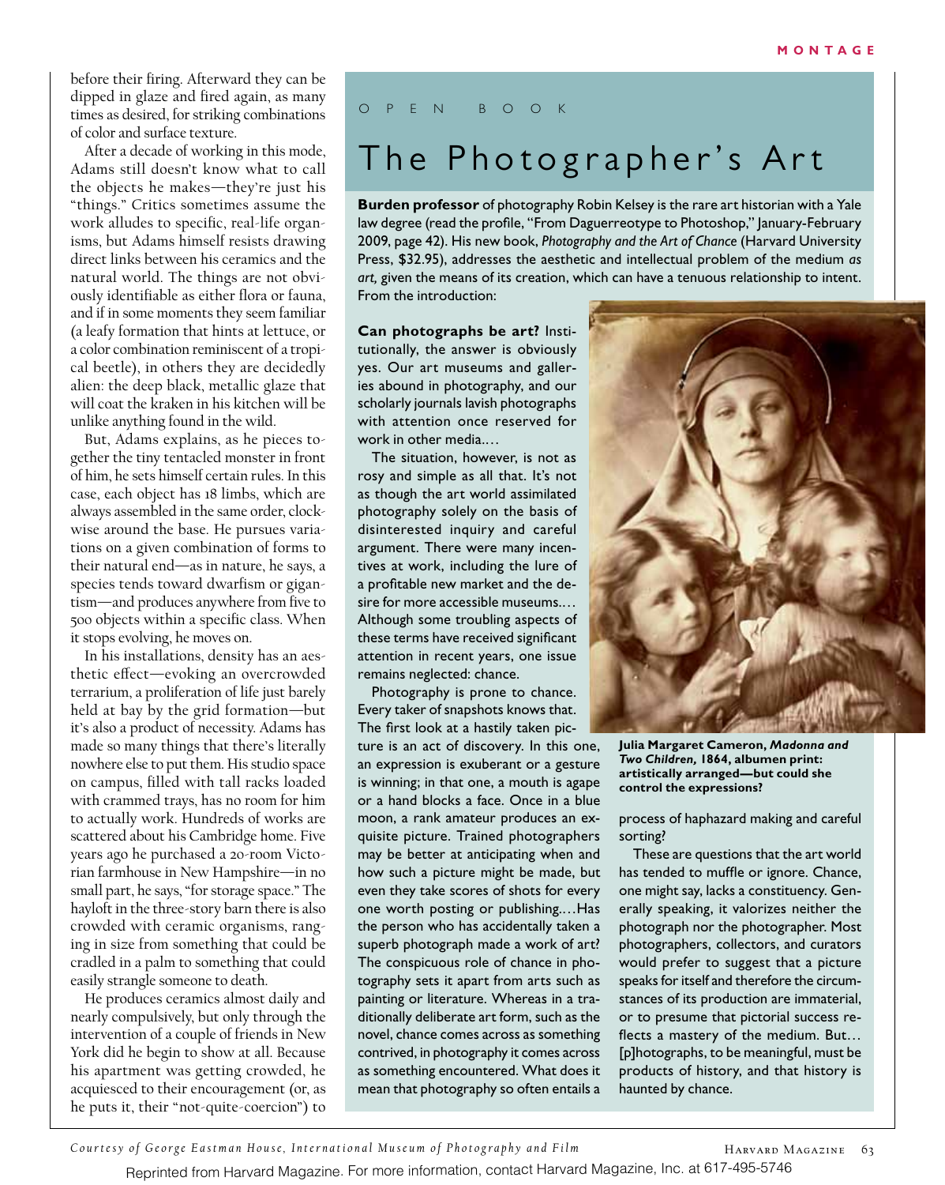before their firing. Afterward they can be dipped in glaze and fired again, as many times as desired, for striking combinations of color and surface texture.

After a decade of working in this mode, Adams still doesn't know what to call the objects he makes—they're just his "things." Critics sometimes assume the work alludes to specific, real-life organisms, but Adams himself resists drawing direct links between his ceramics and the natural world. The things are not obviously identifiable as either flora or fauna, and if in some moments they seem familiar (a leafy formation that hints at lettuce, or a color combination reminiscent of a tropical beetle), in others they are decidedly alien: the deep black, metallic glaze that will coat the kraken in his kitchen will be unlike anything found in the wild.

But, Adams explains, as he pieces together the tiny tentacled monster in front of him, he sets himself certain rules. In this case, each object has 18 limbs, which are always assembled in the same order, clockwise around the base. He pursues variations on a given combination of forms to their natural end—as in nature, he says, a species tends toward dwarfism or gigantism—and produces anywhere from five to 500 objects within a specific class. When it stops evolving, he moves on.

In his installations, density has an aesthetic effect—evoking an overcrowded terrarium, a proliferation of life just barely held at bay by the grid formation—but it's also a product of necessity. Adams has made so many things that there's literally nowhere else to put them. His studio space on campus, filled with tall racks loaded with crammed trays, has no room for him to actually work. Hundreds of works are scattered about his Cambridge home. Five years ago he purchased a 20-room Victorian farmhouse in New Hampshire—in no small part, he says, "for storage space." The hayloft in the three-story barn there is also crowded with ceramic organisms, ranging in size from something that could be cradled in a palm to something that could easily strangle someone to death.

He produces ceramics almost daily and nearly compulsively, but only through the intervention of a couple of friends in New York did he begin to show at all. Because his apartment was getting crowded, he acquiesced to their encouragement (or, as he puts it, their "not-quite-coercion") to

O P E N   B O O K

# The Photographer's Art

**Burden professor** of photography Robin Kelsey is the rare art historian with a Yale law degree (read the profile, "From Daguerreotype to Photoshop," January-February 2009, page 42). His new book, *Photography and the Art of Chance* (Harvard University Press, $32.95), addresses the aesthetic and intellectual problem of the medium *as art,* given the means of its creation, which can have a tenuous relationship to intent. From the introduction:

**Can photographs be art?** Institutionally, the answer is obviously yes. Our art museums and galleries abound in photography, and our scholarly journals lavish photographs with attention once reserved for work in other media.…

The situation, however, is not as rosy and simple as all that. It's not as though the art world assimilated photography solely on the basis of disinterested inquiry and careful argument. There were many incentives at work, including the lure of a profitable new market and the desire for more accessible museums.… Although some troubling aspects of these terms have received significant attention in recent years, one issue remains neglected: chance.

Photography is prone to chance. Every taker of snapshots knows that. The first look at a hastily taken picture is an act of discovery. In this one, an expression is exuberant or a gesture is winning; in that one, a mouth is agape or a hand blocks a face. Once in a blue moon, a rank amateur produces an exquisite picture. Trained photographers may be better at anticipating when and how such a picture might be made, but even they take scores of shots for every one worth posting or publishing.…Has the person who has accidentally taken a superb photograph made a work of art? The conspicuous role of chance in photography sets it apart from arts such as painting or literature. Whereas in a traditionally deliberate art form, such as the novel, chance comes across as something contrived, in photography it comes across as something encountered. What does it mean that photography so often entails a process of haphazard making and careful sorting?

**Julia Margaret Cameron, *Madonna and Two Children,* 1864, albumen print: artistically arranged—but could she control the expressions?**

These are questions that the art world has tended to muffle or ignore. Chance, one might say, lacks a constituency. Generally speaking, it valorizes neither the photograph nor the photographer. Most photographers, collectors, and curators would prefer to suggest that a picture speaks for itself and therefore the circumstances of its production are immaterial, or to presume that pictorial success reflects a mastery of the medium. But… [p]hotographs, to be meaningful, must be products of history, and that history is haunted by chance.

*Courtesy of George Eastman House, International Museum of Photography and Film*

Reprinted from Harvard Magazine. For more information, contact Harvard Magazine, Inc. at 617-495-5746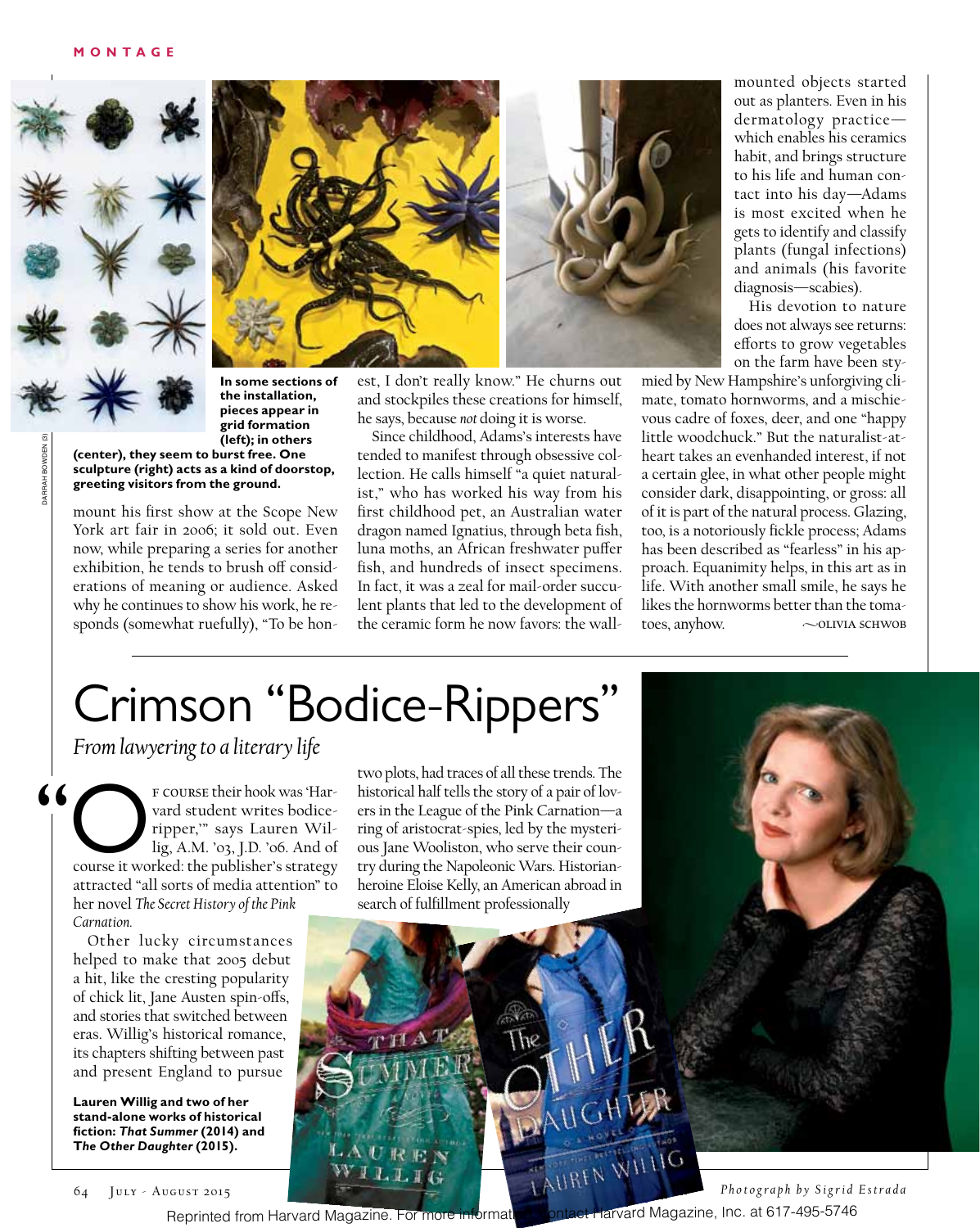MONTAGE

In some sections of the installation, pieces appear in grid formation (left); in others (center), they seem to burst free. One sculpture (right) acts as a kind of doorstop, greeting visitors from the ground.

DARRAH BOWDEN (3)

mount his first show at the Scope New York art fair in 2006; it sold out. Even now, while preparing a series for another exhibition, he tends to brush off considerations of meaning or audience. Asked why he continues to show his work, he responds (somewhat ruefully), "To be honest, I don't really know." He churns out and stockpiles these creations for himself, he says, because *not* doing it is worse.

Since childhood, Adams's interests have tended to manifest through obsessive collection. He calls himself "a quiet naturalist," who has worked his way from his first childhood pet, an Australian water dragon named Ignatius, through beta fish, luna moths, an African freshwater puffer fish, and hundreds of insect specimens. In fact, it was a zeal for mail-order succulent plants that led to the development of the ceramic form he now favors: the wall-mounted objects started out as planters. Even in his dermatology practice—which enables his ceramics habit, and brings structure to his life and human contact into his day—Adams is most excited when he gets to identify and classify plants (fungal infections) and animals (his favorite diagnosis—scabies).

His devotion to nature does not always see returns: efforts to grow vegetables on the farm have been stymied by New Hampshire's unforgiving climate, tomato hornworms, and a mischievous cadre of foxes, deer, and one "happy little woodchuck." But the naturalist-at-heart takes an evenhanded interest, if not a certain glee, in what other people might consider dark, disappointing, or gross: all of it is part of the natural process. Glazing, too, is a notoriously fickle process; Adams has been described as "fearless" in his approach. Equanimity helps, in this art as in life. With another small smile, he says he likes the hornworms better than the tomatoes, anyhow.

～OLIVIA SCHWOB

# Crimson "Bodice-Rippers"

*From lawyering to a literary life*

"Of course their hook was 'Harvard student writes bodice-ripper,'" says Lauren Willig, A.M. '03, J.D. '06. And of course it worked: the publisher's strategy attracted "all sorts of media attention" to her novel *The Secret History of the Pink Carnation.*

Other lucky circumstances helped to make that 2005 debut a hit, like the cresting popularity of chick lit, Jane Austen spin-offs, and stories that switched between eras. Willig's historical romance, its chapters shifting between past and present England to pursue two plots, had traces of all these trends. The historical half tells the story of a pair of lovers in the League of the Pink Carnation—a ring of aristocrat-spies, led by the mysterious Jane Wooliston, who serve their country during the Napoleonic Wars. Historian-heroine Eloise Kelly, an American abroad in search of fulfillment professionally

**Lauren Willig and two of her stand-alone works of historical fiction: *That Summer* (2014) and *The Other Daughter* (2015).**

*Photograph by Sigrid Estrada*

Reprinted from Harvard Magazine. For more information, contact Harvard Magazine, Inc. at 617-495-5746